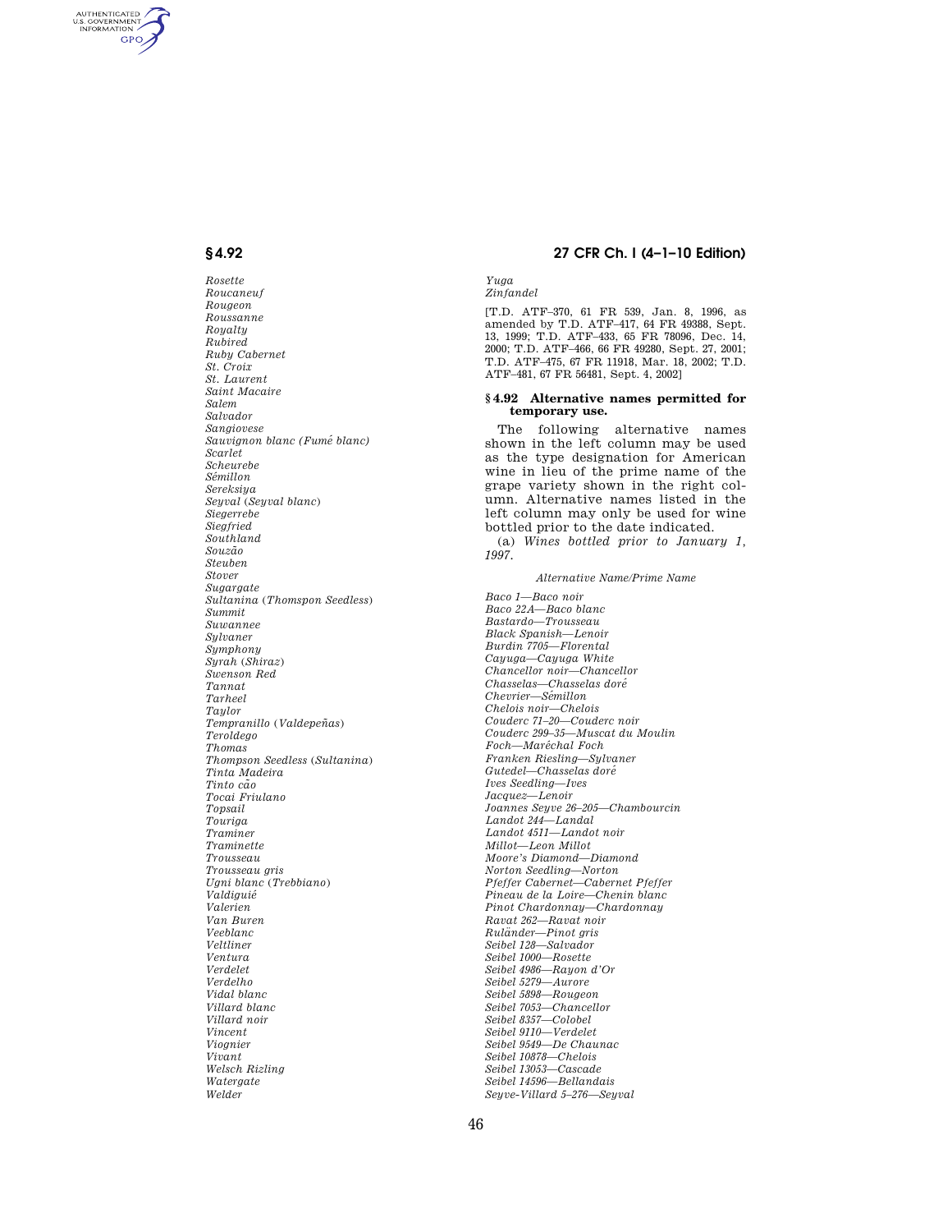*Rosette*
*Roucaneuf*
*Rougeon*
*Roussanne*
*Royalty*
*Rubired*
*Ruby Cabernet*
*St. Croix*
*St. Laurent*
*Saint Macaire*
*Salem*
*Salvador*
*Sangiovese*
*Sauvignon blanc (Fumé blanc)*
*Scarlet*
*Scheurebe*
*Sémillon*
*Sereksiya*
*Seyval* (*Seyval blanc*)
*Siegerrebe*
*Siegfried*
*Southland*
*Souzão*
*Steuben*
*Stover*
*Sugargate*
*Sultanina* (*Thomspon Seedless*)
*Summit*
*Suwannee*
*Sylvaner*
*Symphony*
*Syrah* (*Shiraz*)
*Swenson Red*
*Tannat*
*Tarheel*
*Taylor*
*Tempranillo* (*Valdepeñas*)
*Teroldego*
*Thomas*
*Thompson Seedless* (*Sultanina*)
*Tinta Madeira*
*Tinto cão*
*Tocai Friulano*
*Topsail*
*Touriga*
*Traminer*
*Traminette*
*Trousseau*
*Trousseau gris*
*Ugni blanc* (*Trebbiano*)
*Valdiguié*
*Valerien*
*Van Buren*
*Veeblanc*
*Veltliner*
*Ventura*
*Verdelet*
*Verdelho*
*Vidal blanc*
*Villard blanc*
*Villard noir*
*Vincent*
*Viognier*
*Vivant*
*Welsch Rizling*
*Watergate*
*Welder*
*Yuga*
*Zinfandel*

[T.D. ATF–370, 61 FR 539, Jan. 8, 1996, as amended by T.D. ATF–417, 64 FR 49388, Sept. 13, 1999; T.D. ATF–433, 65 FR 78096, Dec. 14, 2000; T.D. ATF–466, 66 FR 49280, Sept. 27, 2001; T.D. ATF–475, 67 FR 11918, Mar. 18, 2002; T.D. ATF–481, 67 FR 56481, Sept. 4, 2002]

### § 4.92 Alternative names permitted for temporary use.

The following alternative names shown in the left column may be used as the type designation for American wine in lieu of the prime name of the grape variety shown in the right column. Alternative names listed in the left column may only be used for wine bottled prior to the date indicated.

(a) *Wines bottled prior to January 1, 1997.*

*Alternative Name/Prime Name*

*Baco 1—Baco noir*
*Baco 22A—Baco blanc*
*Bastardo—Trousseau*
*Black Spanish—Lenoir*
*Burdin 7705—Florental*
*Cayuga—Cayuga White*
*Chancellor noir—Chancellor*
*Chasselas—Chasselas doré*
*Chevrier—Sémillon*
*Chelois noir—Chelois*
*Couderc 71–20—Couderc noir*
*Couderc 299–35—Muscat du Moulin*
*Foch—Maréchal Foch*
*Franken Riesling—Sylvaner*
*Gutedel—Chasselas doré*
*Ives Seedling—Ives*
*Jacquez—Lenoir*
*Joannes Seyve 26–205—Chambourcin*
*Landot 244—Landal*
*Landot 4511—Landot noir*
*Millot—Leon Millot*
*Moore's Diamond—Diamond*
*Norton Seedling—Norton*
*Pfeffer Cabernet—Cabernet Pfeffer*
*Pineau de la Loire—Chenin blanc*
*Pinot Chardonnay—Chardonnay*
*Ravat 262—Ravat noir*
*Rulānder—Pinot gris*
*Seibel 128—Salvador*
*Seibel 1000—Rosette*
*Seibel 4986—Rayon d'Or*
*Seibel 5279—Aurore*
*Seibel 5898—Rougeon*
*Seibel 7053—Chancellor*
*Seibel 8357—Colobel*
*Seibel 9110—Verdelet*
*Seibel 9549—De Chaunac*
*Seibel 10878—Chelois*
*Seibel 13053—Cascade*
*Seibel 14596—Bellandais*
*Seyve-Villard 5–276—Seyval*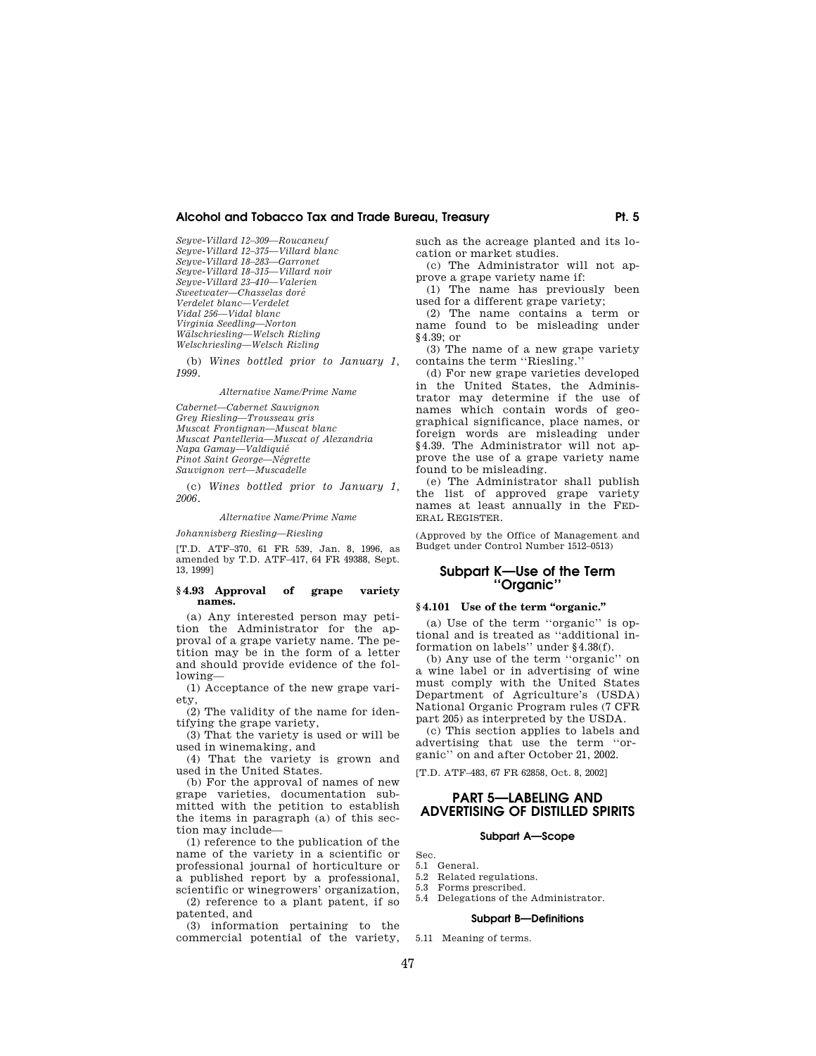*Seyve-Villard 12–309—Roucaneuf*
*Seyve-Villard 12–375—Villard blanc*
*Seyve-Villard 18–283—Garronet*
*Seyve-Villard 18–315—Villard noir*
*Seyve-Villard 23–410—Valerien*
*Sweetwater—Chasselas doré*
*Verdelet blanc—Verdelet*
*Vidal 256—Vidal blanc*
*Virginia Seedling—Norton*
*Wälschriesling—Welsch Rizling*
*Welschriesling—Welsch Rizling*

(b) *Wines bottled prior to January 1, 1999.*

*Alternative Name/Prime Name*

*Cabernet—Cabernet Sauvignon*
*Grey Riesling—Trousseau gris*
*Muscat Frontignan—Muscat blanc*
*Muscat Pantelleria—Muscat of Alexandria*
*Napa Gamay—Valdiquié*
*Pinot Saint George—Négrette*
*Sauvignon vert—Muscadelle*

(c) *Wines bottled prior to January 1, 2006.*

*Alternative Name/Prime Name*

*Johannisberg Riesling—Riesling*

[T.D. ATF–370, 61 FR 539, Jan. 8, 1996, as amended by T.D. ATF–417, 64 FR 49388, Sept. 13, 1999]

### § 4.93 Approval of grape variety names.

(a) Any interested person may petition the Administrator for the approval of a grape variety name. The petition may be in the form of a letter and should provide evidence of the following—

(1) Acceptance of the new grape variety,

(2) The validity of the name for identifying the grape variety,

(3) That the variety is used or will be used in winemaking, and

(4) That the variety is grown and used in the United States.

(b) For the approval of names of new grape varieties, documentation submitted with the petition to establish the items in paragraph (a) of this section may include—

(1) reference to the publication of the name of the variety in a scientific or professional journal of horticulture or a published report by a professional, scientific or winegrowers' organization,

(2) reference to a plant patent, if so patented, and

(3) information pertaining to the commercial potential of the variety, such as the acreage planted and its location or market studies.

(c) The Administrator will not approve a grape variety name if:

(1) The name has previously been used for a different grape variety;

(2) The name contains a term or name found to be misleading under §4.39; or

(3) The name of a new grape variety contains the term ''Riesling.''

(d) For new grape varieties developed in the United States, the Administrator may determine if the use of names which contain words of geographical significance, place names, or foreign words are misleading under §4.39. The Administrator will not approve the use of a grape variety name found to be misleading.

(e) The Administrator shall publish the list of approved grape variety names at least annually in the FEDERAL REGISTER.

(Approved by the Office of Management and Budget under Control Number 1512–0513)

## Subpart K—Use of the Term ''Organic''

### § 4.101 Use of the term ''organic.''

(a) Use of the term ''organic'' is optional and is treated as ''additional information on labels'' under §4.38(f).

(b) Any use of the term ''organic'' on a wine label or in advertising of wine must comply with the United States Department of Agriculture's (USDA) National Organic Program rules (7 CFR part 205) as interpreted by the USDA.

(c) This section applies to labels and advertising that use the term ''organic'' on and after October 21, 2002.

[T.D. ATF–483, 67 FR 62858, Oct. 8, 2002]

# PART 5—LABELING AND ADVERTISING OF DISTILLED SPIRITS

## Subpart A—Scope

Sec.
5.1 General.
5.2 Related regulations.
5.3 Forms prescribed.
5.4 Delegations of the Administrator.

## Subpart B—Definitions

5.11 Meaning of terms.